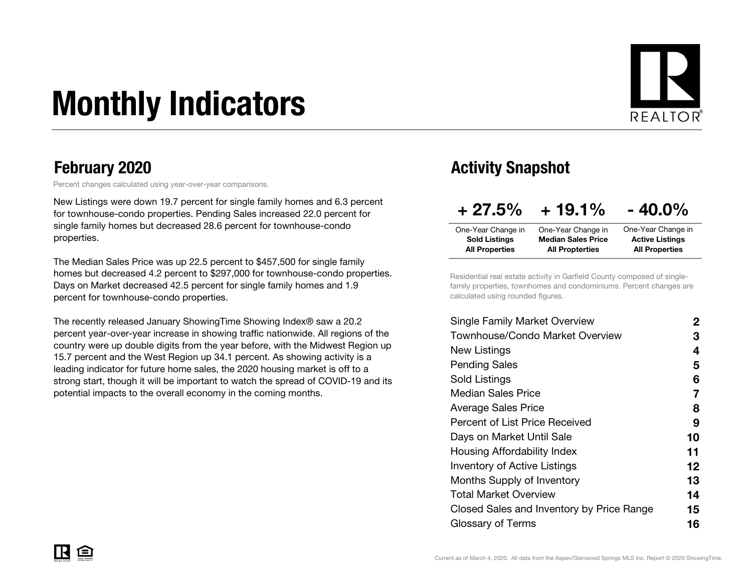# Monthly Indicators

REALTOR®

## February 2020

Percent changes calculated using year-over-year comparisons.

New Listings were down 19.7 percent for single family homes and 6.3 percent for townhouse-condo properties. Pending Sales increased 22.0 percent for single family homes but decreased 28.6 percent for townhouse-condo properties.

The Median Sales Price was up 22.5 percent to $457,500 for single family homes but decreased 4.2 percent to $297,000 for townhouse-condo properties. Days on Market decreased 42.5 percent for single family homes and 1.9 percent for townhouse-condo properties.

The recently released January ShowingTime Showing Index® saw a 20.2 percent year-over-year increase in showing traffic nationwide. All regions of the country were up double digits from the year before, with the Midwest Region up 15.7 percent and the West Region up 34.1 percent. As showing activity is a leading indicator for future home sales, the 2020 housing market is off to a strong start, though it will be important to watch the spread of COVID-19 and its potential impacts to the overall economy in the coming months.

## Activity Snapshot

| + 27.5% | + 19.1% | - 40.0% |
|---|---|---|
| One-Year Change in **Sold Listings All Properties** | One-Year Change in **Median Sales Price All Propterties** | One-Year Change in **Active Listings All Properties** |

Residential real estate activity in Garfield County composed of single-family properties, townhomes and condominiums. Percent changes are calculated using rounded figures.

| | |
|---|---|
| Single Family Market Overview | 2 |
| Townhouse/Condo Market Overview | 3 |
| New Listings | 4 |
| Pending Sales | 5 |
| Sold Listings | 6 |
| Median Sales Price | 7 |
| Average Sales Price | 8 |
| Percent of List Price Received | 9 |
| Days on Market Until Sale | 10 |
| Housing Affordability Index | 11 |
| Inventory of Active Listings | 12 |
| Months Supply of Inventory | 13 |
| Total Market Overview | 14 |
| Closed Sales and Inventory by Price Range | 15 |
| Glossary of Terms | 16 |

Current as of March 4, 2020. All data from the Aspen/Glenwood Springs MLS Inc. Report © 2020 ShowingTime.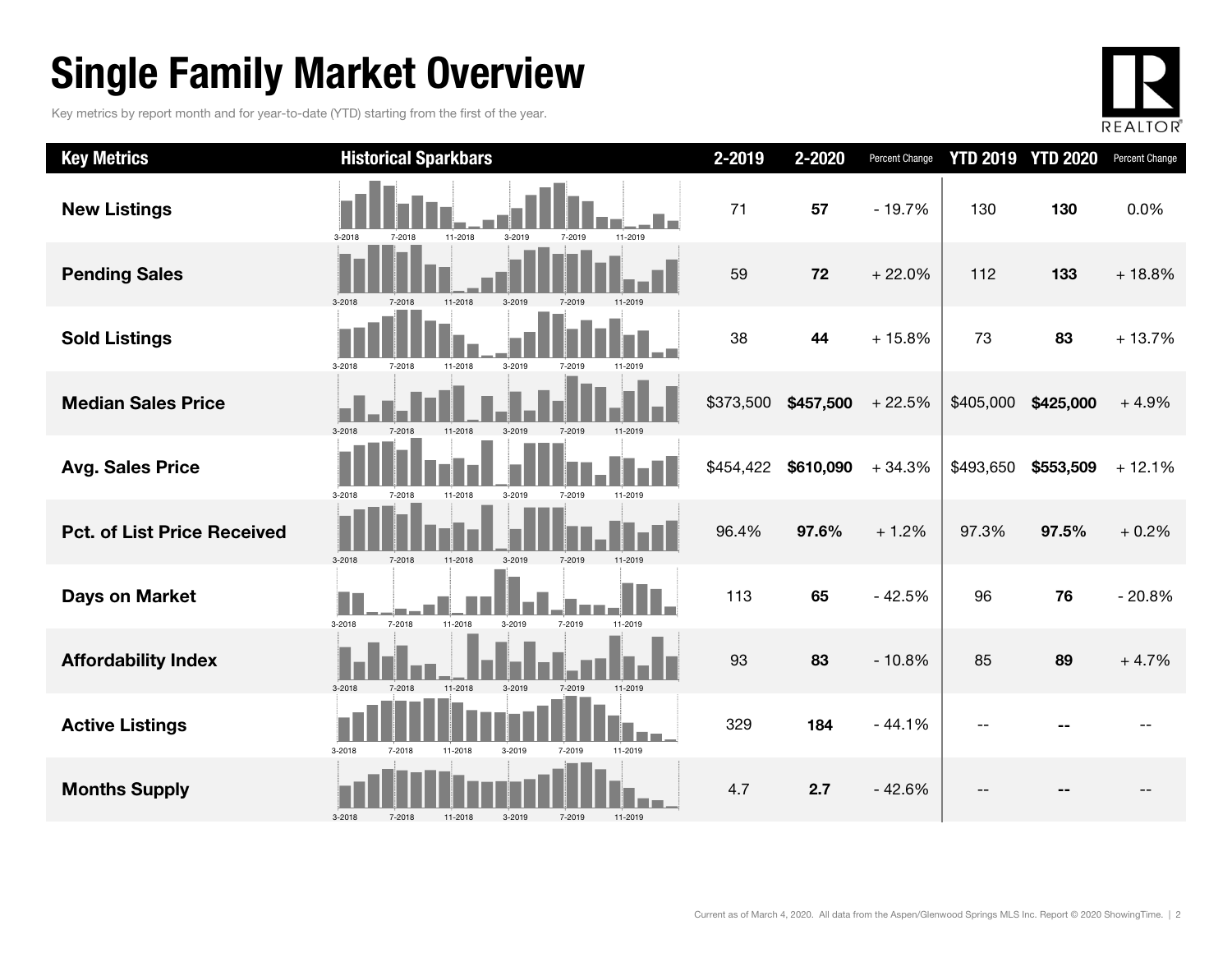# Single Family Market Overview

Key metrics by report month and for year-to-date (YTD) starting from the first of the year.

| Key Metrics | Historical Sparkbars | 2-2019 | 2-2020 | Percent Change | YTD 2019 | YTD 2020 | Percent Change |
|---|---|---|---|---|---|---|---|
| New Listings | 3-2018 7-2018 11-2018 3-2019 7-2019 11-2019 | 71 | **57** | - 19.7% | 130 | **130** | 0.0% |
| Pending Sales | 3-2018 7-2018 11-2018 3-2019 7-2019 11-2019 | 59 | **72** | + 22.0% | 112 | **133** | + 18.8% |
| Sold Listings | 3-2018 7-2018 11-2018 3-2019 7-2019 11-2019 | 38 | **44** | + 15.8% | 73 | **83** | + 13.7% |
| Median Sales Price | 3-2018 7-2018 11-2018 3-2019 7-2019 11-2019 | $373,500 | **$457,500** | + 22.5% | $405,000 | **$425,000** | + 4.9% |
| Avg. Sales Price | 3-2018 7-2018 11-2018 3-2019 7-2019 11-2019 | $454,422 | **$610,090** | + 34.3% | $493,650 | **$553,509** | + 12.1% |
| Pct. of List Price Received | 3-2018 7-2018 11-2018 3-2019 7-2019 11-2019 | 96.4% | **97.6%** | + 1.2% | 97.3% | **97.5%** | + 0.2% |
| Days on Market | 3-2018 7-2018 11-2018 3-2019 7-2019 11-2019 | 113 | **65** | - 42.5% | 96 | **76** | - 20.8% |
| Affordability Index | 3-2018 7-2018 11-2018 3-2019 7-2019 11-2019 | 93 | **83** | - 10.8% | 85 | **89** | + 4.7% |
| Active Listings | 3-2018 7-2018 11-2018 3-2019 7-2019 11-2019 | 329 | **184** | - 44.1% | -- | **--** | -- |
| Months Supply | 3-2018 7-2018 11-2018 3-2019 7-2019 11-2019 | 4.7 | **2.7** | - 42.6% | -- | **--** | -- |

Current as of March 4, 2020. All data from the Aspen/Glenwood Springs MLS Inc. Report © 2020 ShowingTime.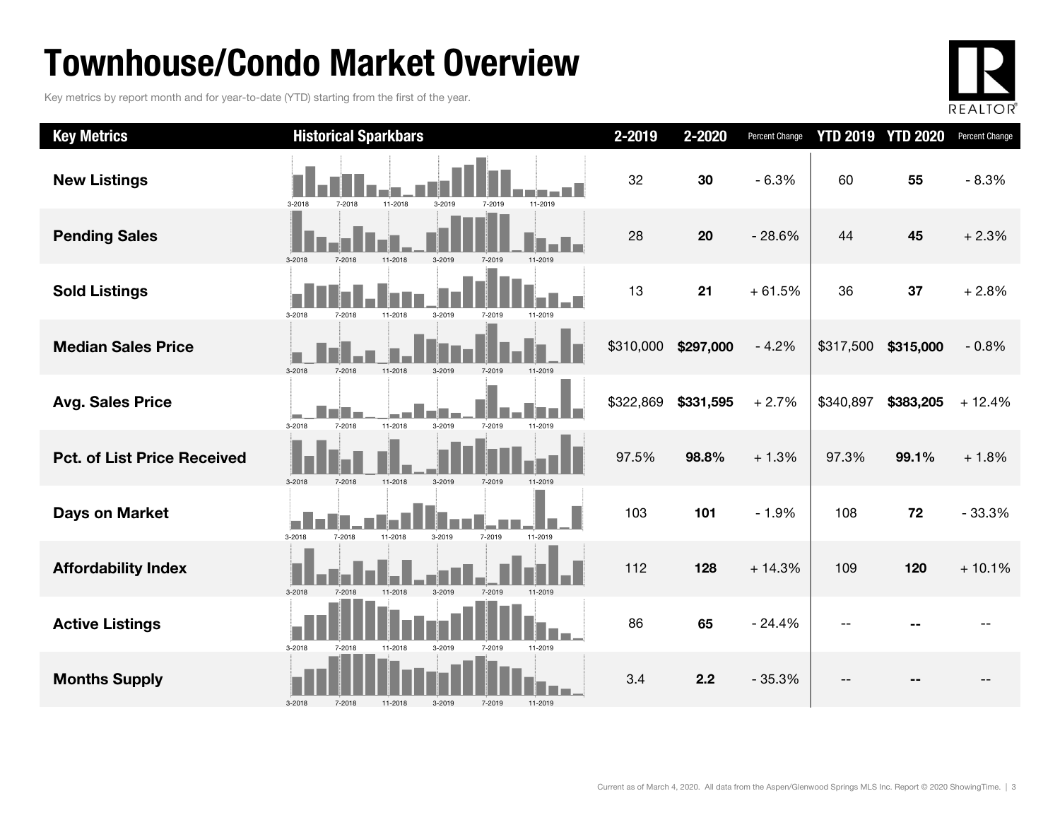# Townhouse/Condo Market Overview

Key metrics by report month and for year-to-date (YTD) starting from the first of the year.

| Key Metrics | Historical Sparkbars | 2-2019 | 2-2020 | Percent Change | YTD 2019 | YTD 2020 | Percent Change |
|---|---|---|---|---|---|---|---|
| New Listings | 3-2018 7-2018 11-2018 3-2019 7-2019 11-2019 | 32 | **30** | - 6.3% | 60 | **55** | - 8.3% |
| Pending Sales | 3-2018 7-2018 11-2018 3-2019 7-2019 11-2019 | 28 | **20** | - 28.6% | 44 | **45** | + 2.3% |
| Sold Listings | 3-2018 7-2018 11-2018 3-2019 7-2019 11-2019 | 13 | **21** | + 61.5% | 36 | **37** | + 2.8% |
| Median Sales Price | 3-2018 7-2018 11-2018 3-2019 7-2019 11-2019 | $310,000 | **$297,000** | - 4.2% | $317,500 | **$315,000** | - 0.8% |
| Avg. Sales Price | 3-2018 7-2018 11-2018 3-2019 7-2019 11-2019 | $322,869 | **$331,595** | + 2.7% | $340,897 | **$383,205** | + 12.4% |
| Pct. of List Price Received | 3-2018 7-2018 11-2018 3-2019 7-2019 11-2019 | 97.5% | **98.8%** | + 1.3% | 97.3% | **99.1%** | + 1.8% |
| Days on Market | 3-2018 7-2018 11-2018 3-2019 7-2019 11-2019 | 103 | **101** | - 1.9% | 108 | **72** | - 33.3% |
| Affordability Index | 3-2018 7-2018 11-2018 3-2019 7-2019 11-2019 | 112 | **128** | + 14.3% | 109 | **120** | + 10.1% |
| Active Listings | 3-2018 7-2018 11-2018 3-2019 7-2019 11-2019 | 86 | **65** | - 24.4% | -- | **--** | -- |
| Months Supply | 3-2018 7-2018 11-2018 3-2019 7-2019 11-2019 | 3.4 | **2.2** | - 35.3% | -- | **--** | -- |

Current as of March 4, 2020. All data from the Aspen/Glenwood Springs MLS Inc. Report © 2020 ShowingTime.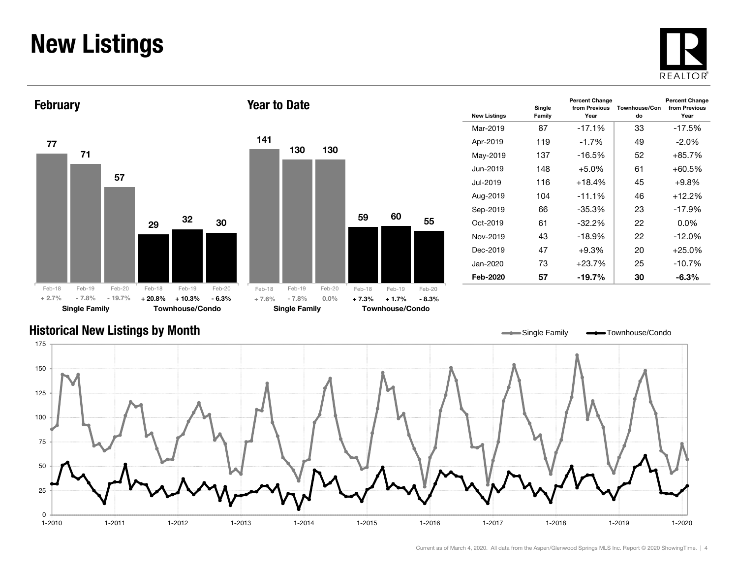# New Listings

## February

| | Feb-18 | Feb-19 | Feb-20 |
|---|---|---|---|
| Single Family | 77 | 71 | 57 |
| Percent Change | + 2.7% | - 7.8% | - 19.7% |
| Townhouse/Condo | 29 | 32 | 30 |
| Percent Change | + 20.8% | + 10.3% | - 6.3% |

## Year to Date

| | Feb-18 | Feb-19 | Feb-20 |
|---|---|---|---|
| Single Family | 141 | 130 | 130 |
| Percent Change | + 7.6% | - 7.8% | 0.0% |
| Townhouse/Condo | 59 | 60 | 55 |
| Percent Change | + 7.3% | + 1.7% | - 8.3% |

| New Listings | Single Family | Percent Change from Previous Year | Townhouse/Condo | Percent Change from Previous Year |
|---|---|---|---|---|
| Mar-2019 | 87 | -17.1% | 33 | -17.5% |
| Apr-2019 | 119 | -1.7% | 49 | -2.0% |
| May-2019 | 137 | -16.5% | 52 | +85.7% |
| Jun-2019 | 148 | +5.0% | 61 | +60.5% |
| Jul-2019 | 116 | +18.4% | 45 | +9.8% |
| Aug-2019 | 104 | -11.1% | 46 | +12.2% |
| Sep-2019 | 66 | -35.3% | 23 | -17.9% |
| Oct-2019 | 61 | -32.2% | 22 | 0.0% |
| Nov-2019 | 43 | -18.9% | 22 | -12.0% |
| Dec-2019 | 47 | +9.3% | 20 | +25.0% |
| Jan-2020 | 73 | +23.7% | 25 | -10.7% |
| **Feb-2020** | **57** | **-19.7%** | **30** | **-6.3%** |

## Historical New Listings by Month

Current as of March 4, 2020. All data from the Aspen/Glenwood Springs MLS Inc. Report © 2020 ShowingTime.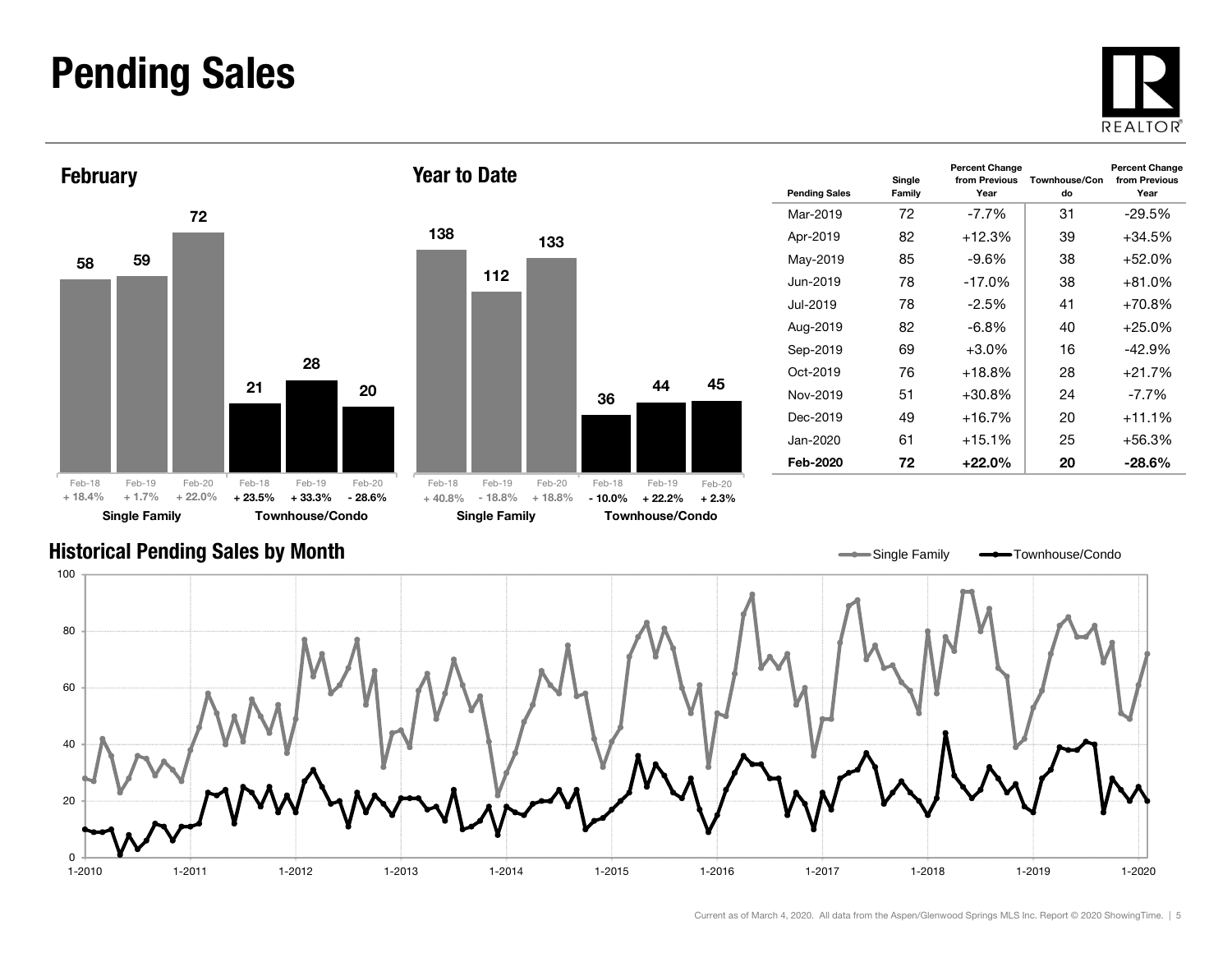# Pending Sales

## February

| | Feb-18 | Feb-19 | Feb-20 |
|---|---|---|---|
| Single Family | 58 | 59 | 72 |
| Percent Change | + 18.4% | + 1.7% | + 22.0% |
| Townhouse/Condo | 21 | 28 | 20 |
| Percent Change | + 23.5% | + 33.3% | - 28.6% |

## Year to Date

| | Feb-18 | Feb-19 | Feb-20 |
|---|---|---|---|
| Single Family | 138 | 112 | 133 |
| Percent Change | + 40.8% | - 18.8% | + 18.8% |
| Townhouse/Condo | 36 | 44 | 45 |
| Percent Change | - 10.0% | + 22.2% | + 2.3% |

| Pending Sales | Single Family | Percent Change from Previous Year | Townhouse/Condo | Percent Change from Previous Year |
|---|---|---|---|---|
| Mar-2019 | 72 | -7.7% | 31 | -29.5% |
| Apr-2019 | 82 | +12.3% | 39 | +34.5% |
| May-2019 | 85 | -9.6% | 38 | +52.0% |
| Jun-2019 | 78 | -17.0% | 38 | +81.0% |
| Jul-2019 | 78 | -2.5% | 41 | +70.8% |
| Aug-2019 | 82 | -6.8% | 40 | +25.0% |
| Sep-2019 | 69 | +3.0% | 16 | -42.9% |
| Oct-2019 | 76 | +18.8% | 28 | +21.7% |
| Nov-2019 | 51 | +30.8% | 24 | -7.7% |
| Dec-2019 | 49 | +16.7% | 20 | +11.1% |
| Jan-2020 | 61 | +15.1% | 25 | +56.3% |
| **Feb-2020** | **72** | **+22.0%** | **20** | **-28.6%** |

## Historical Pending Sales by Month

Single Family — Townhouse/Condo

Current as of March 4, 2020. All data from the Aspen/Glenwood Springs MLS Inc. Report © 2020 ShowingTime.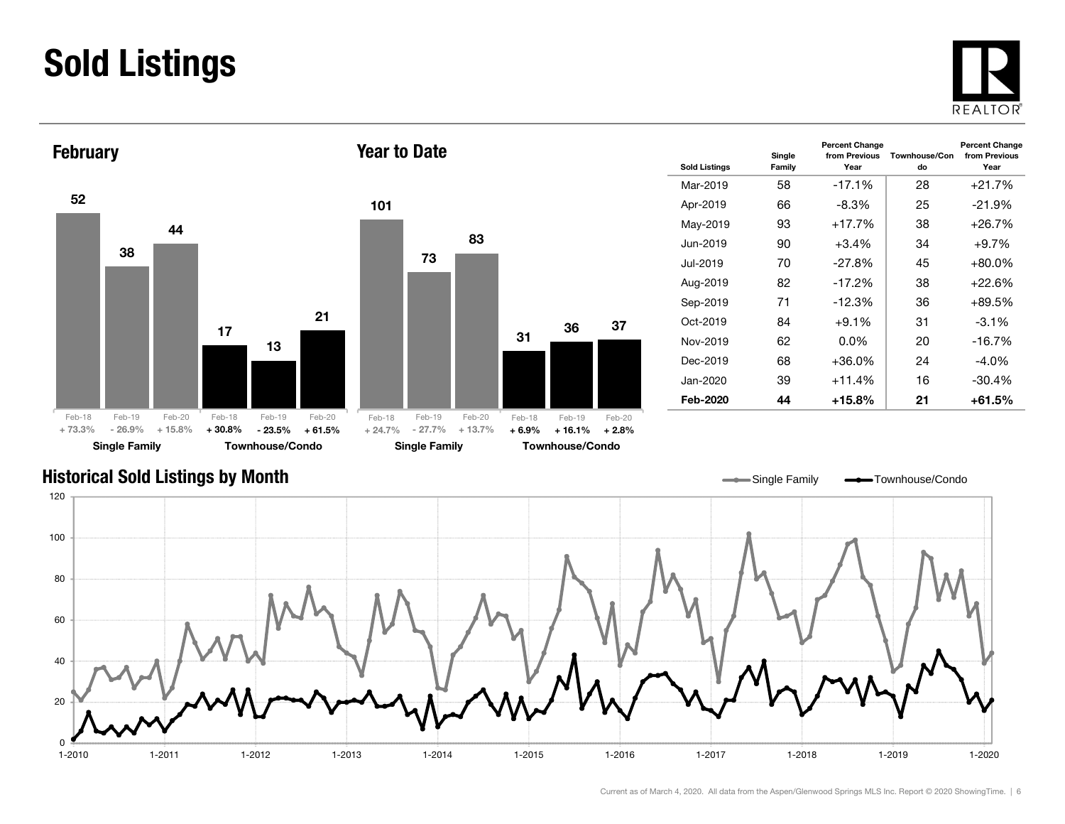# Sold Listings

## February

| | Feb-18 | Feb-19 | Feb-20 |
|---|---|---|---|
| Single Family | 52 | 38 | 44 |
| Percent Change | + 73.3% | - 26.9% | + 15.8% |
| Townhouse/Condo | 17 | 13 | 21 |
| Percent Change | + 30.8% | - 23.5% | + 61.5% |

## Year to Date

| | Feb-18 | Feb-19 | Feb-20 |
|---|---|---|---|
| Single Family | 101 | 73 | 83 |
| Percent Change | + 24.7% | - 27.7% | + 13.7% |
| Townhouse/Condo | 31 | 36 | 37 |
| Percent Change | + 6.9% | + 16.1% | + 2.8% |

| Sold Listings | Single Family | Percent Change from Previous Year | Townhouse/Condo | Percent Change from Previous Year |
|---|---|---|---|---|
| Mar-2019 | 58 | -17.1% | 28 | +21.7% |
| Apr-2019 | 66 | -8.3% | 25 | -21.9% |
| May-2019 | 93 | +17.7% | 38 | +26.7% |
| Jun-2019 | 90 | +3.4% | 34 | +9.7% |
| Jul-2019 | 70 | -27.8% | 45 | +80.0% |
| Aug-2019 | 82 | -17.2% | 38 | +22.6% |
| Sep-2019 | 71 | -12.3% | 36 | +89.5% |
| Oct-2019 | 84 | +9.1% | 31 | -3.1% |
| Nov-2019 | 62 | 0.0% | 20 | -16.7% |
| Dec-2019 | 68 | +36.0% | 24 | -4.0% |
| Jan-2020 | 39 | +11.4% | 16 | -30.4% |
| **Feb-2020** | **44** | **+15.8%** | **21** | **+61.5%** |

## Historical Sold Listings by Month

Single Family — Townhouse/Condo

Current as of March 4, 2020. All data from the Aspen/Glenwood Springs MLS Inc. Report © 2020 ShowingTime.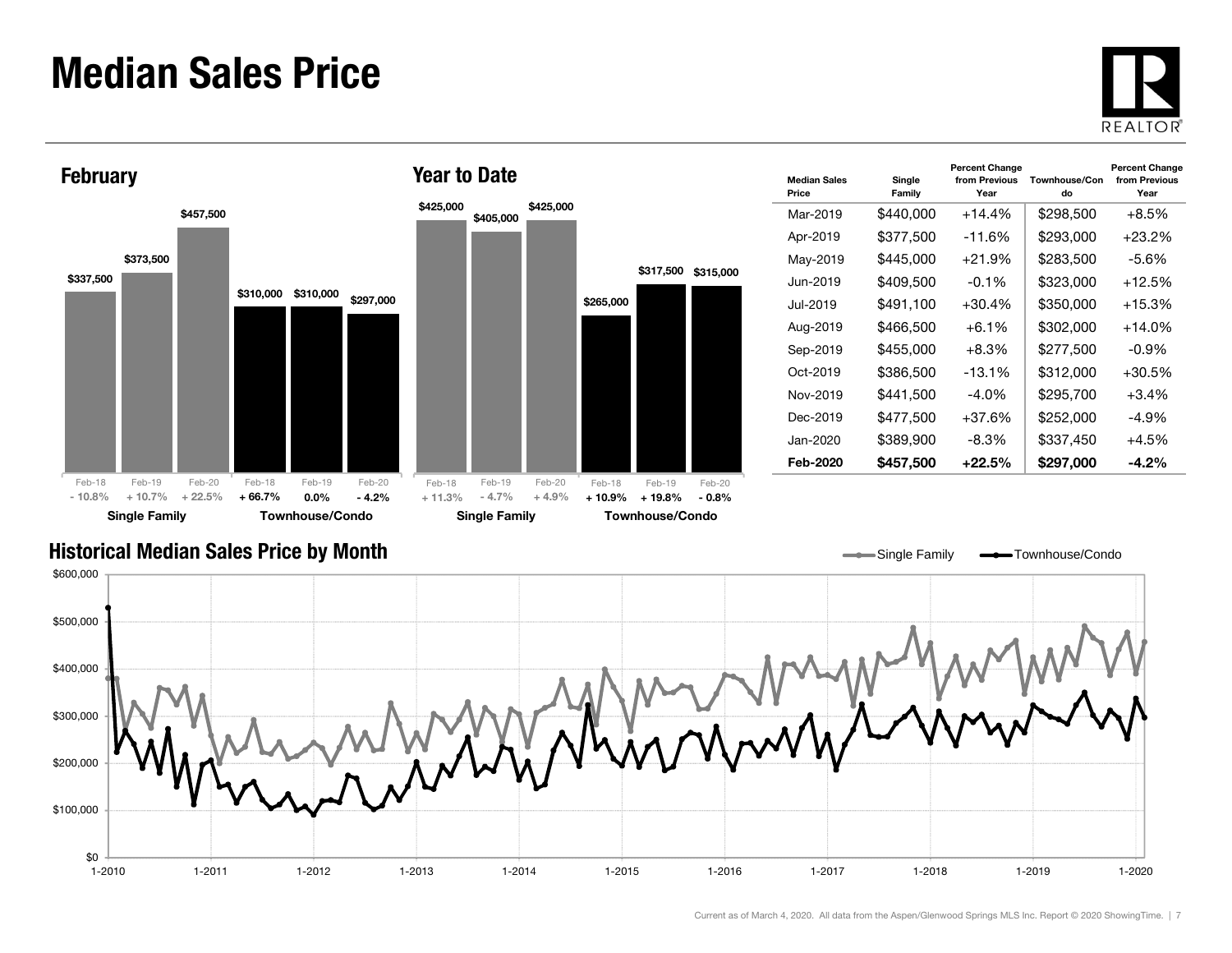# Median Sales Price

## February

| | Feb-18 | Feb-19 | Feb-20 |
|---|---|---|---|
| Single Family | $337,500 | $373,500 | $457,500 |
| Percent Change | - 10.8% | + 10.7% | + 22.5% |
| Townhouse/Condo | $310,000 | $310,000 | $297,000 |
| Percent Change | + 66.7% | 0.0% | - 4.2% |

## Year to Date

| | Feb-18 | Feb-19 | Feb-20 |
|---|---|---|---|
| Single Family | $425,000 | $405,000 | $425,000 |
| Percent Change | + 11.3% | - 4.7% | + 4.9% |
| Townhouse/Condo | $265,000 | $317,500 | $315,000 |
| Percent Change | + 10.9% | + 19.8% | - 0.8% |

| Median Sales Price | Single Family | Percent Change from Previous Year | Townhouse/Condo | Percent Change from Previous Year |
|---|---|---|---|---|
| Mar-2019 | $440,000 | +14.4% | $298,500 | +8.5% |
| Apr-2019 | $377,500 | -11.6% | $293,000 | +23.2% |
| May-2019 | $445,000 | +21.9% | $283,500 | -5.6% |
| Jun-2019 | $409,500 | -0.1% | $323,000 | +12.5% |
| Jul-2019 | $491,100 | +30.4% | $350,000 | +15.3% |
| Aug-2019 | $466,500 | +6.1% | $302,000 | +14.0% |
| Sep-2019 | $455,000 | +8.3% | $277,500 | -0.9% |
| Oct-2019 | $386,500 | -13.1% | $312,000 | +30.5% |
| Nov-2019 | $441,500 | -4.0% | $295,700 | +3.4% |
| Dec-2019 | $477,500 | +37.6% | $252,000 | -4.9% |
| Jan-2020 | $389,900 | -8.3% | $337,450 | +4.5% |
| **Feb-2020** | **$457,500** | **+22.5%** | **$297,000** | **-4.2%** |

## Historical Median Sales Price by Month

Current as of March 4, 2020. All data from the Aspen/Glenwood Springs MLS Inc. Report © 2020 ShowingTime.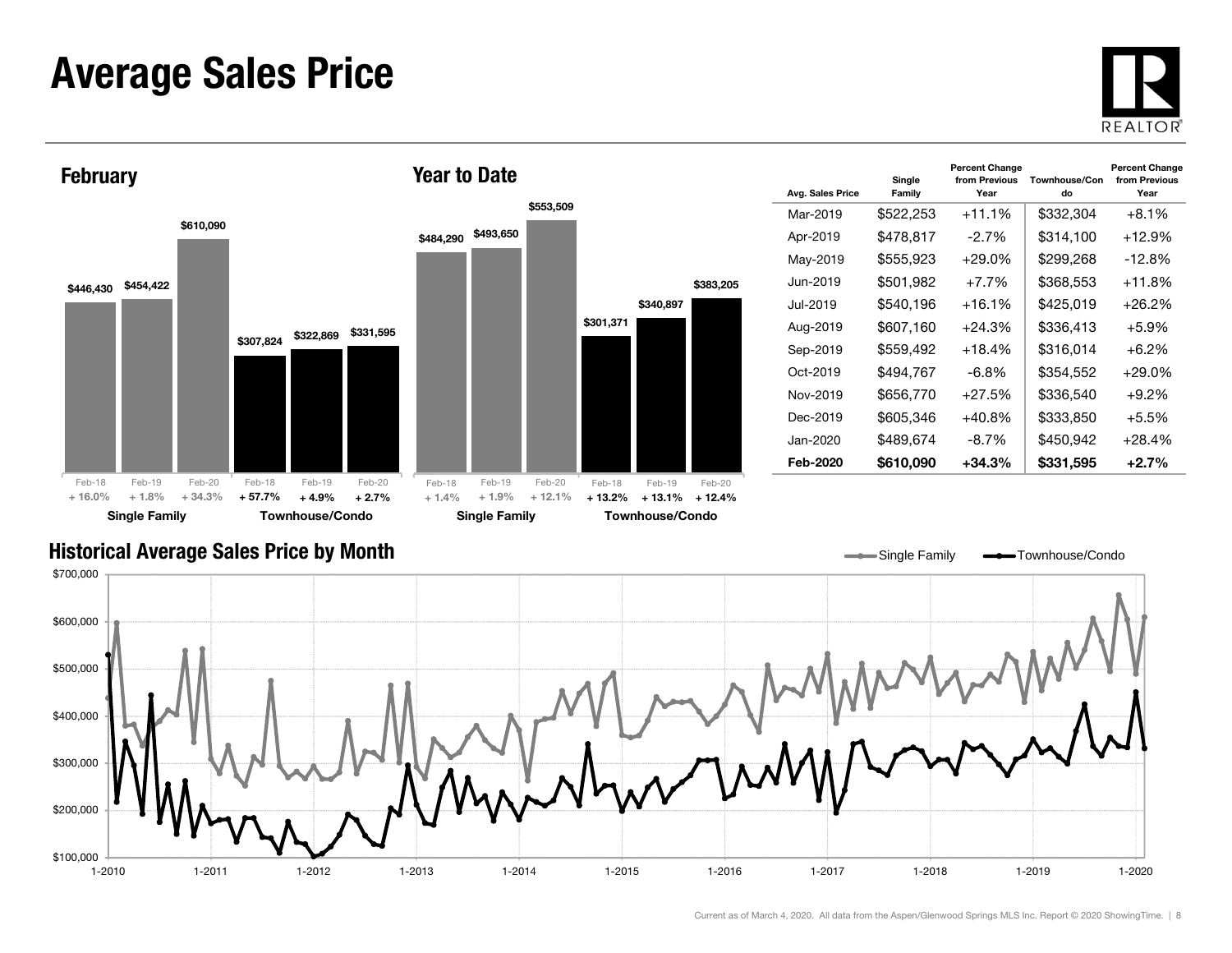# Average Sales Price

## February

| | Feb-18 | Feb-19 | Feb-20 |
|---|---|---|---|
| Single Family | $446,430 | $454,422 | $610,090 |
| Percent Change | + 16.0% | + 1.8% | + 34.3% |
| Townhouse/Condo | $307,824 | $322,869 | $331,595 |
| Percent Change | + 57.7% | + 4.9% | + 2.7% |

## Year to Date

| | Feb-18 | Feb-19 | Feb-20 |
|---|---|---|---|
| Single Family | $484,290 | $493,650 | $553,509 |
| Percent Change | + 1.4% | + 1.9% | + 12.1% |
| Townhouse/Condo | $301,371 | $340,897 | $383,205 |
| Percent Change | + 13.2% | + 13.1% | + 12.4% |

| Avg. Sales Price | Single Family | Percent Change from Previous Year | Townhouse/Condo | Percent Change from Previous Year |
|---|---|---|---|---|
| Mar-2019 | $522,253 | +11.1% | $332,304 | +8.1% |
| Apr-2019 | $478,817 | -2.7% | $314,100 | +12.9% |
| May-2019 | $555,923 | +29.0% | $299,268 | -12.8% |
| Jun-2019 | $501,982 | +7.7% | $368,553 | +11.8% |
| Jul-2019 | $540,196 | +16.1% | $425,019 | +26.2% |
| Aug-2019 | $607,160 | +24.3% | $336,413 | +5.9% |
| Sep-2019 | $559,492 | +18.4% | $316,014 | +6.2% |
| Oct-2019 | $494,767 | -6.8% | $354,552 | +29.0% |
| Nov-2019 | $656,770 | +27.5% | $336,540 | +9.2% |
| Dec-2019 | $605,346 | +40.8% | $333,850 | +5.5% |
| Jan-2020 | $489,674 | -8.7% | $450,942 | +28.4% |
| **Feb-2020** | **$610,090** | **+34.3%** | **$331,595** | **+2.7%** |

## Historical Average Sales Price by Month

Single Family — Townhouse/Condo

Current as of March 4, 2020. All data from the Aspen/Glenwood Springs MLS Inc. Report © 2020 ShowingTime.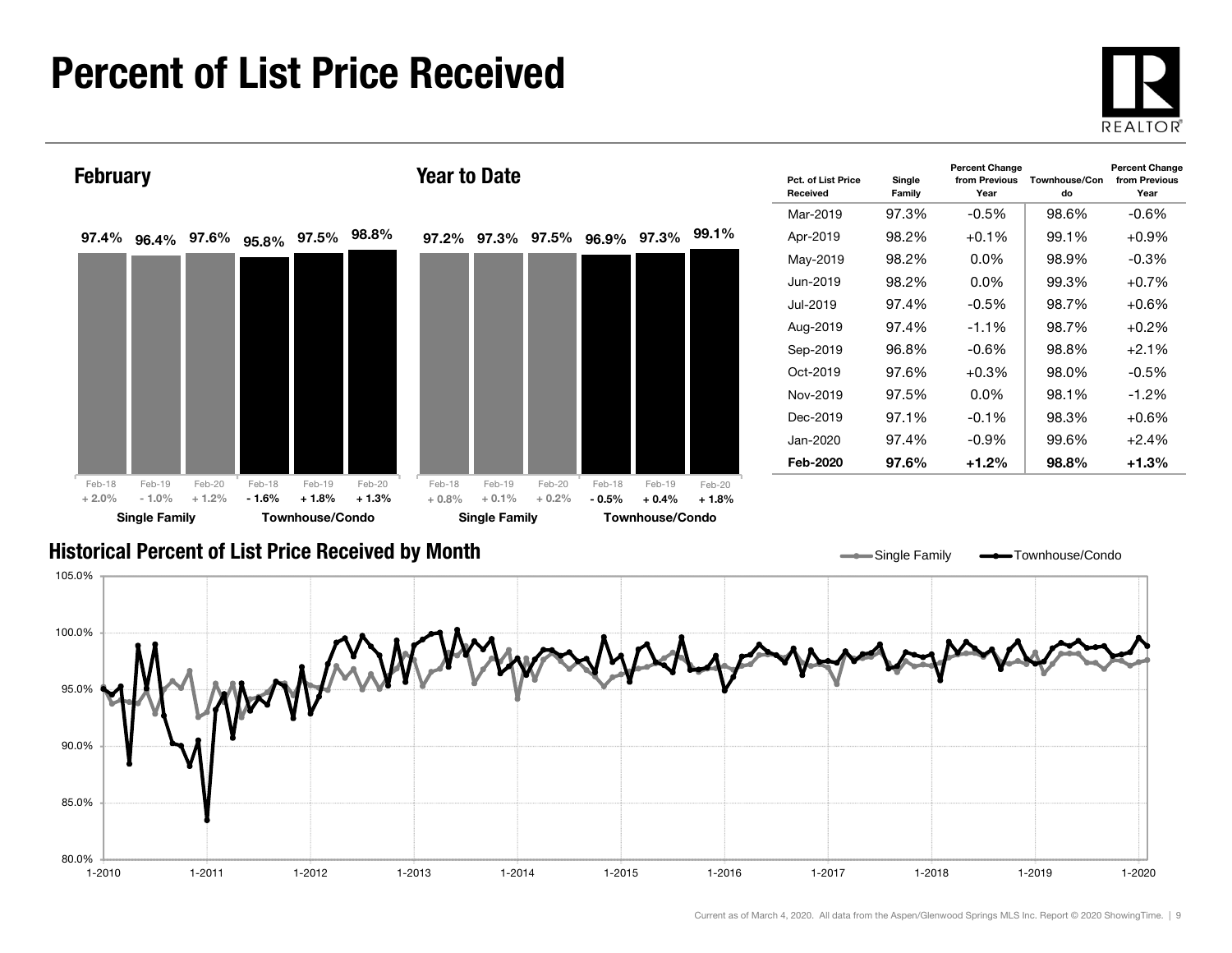# Percent of List Price Received

## February

| | Feb-18 | Feb-19 | Feb-20 |
|---|---|---|---|
| Single Family | 97.4% | 96.4% | 97.6% |
| Change | + 2.0% | - 1.0% | + 1.2% |
| Townhouse/Condo | 95.8% | 97.5% | 98.8% |
| Change | - 1.6% | + 1.8% | + 1.3% |

## Year to Date

| | Feb-18 | Feb-19 | Feb-20 |
|---|---|---|---|
| Single Family | 97.2% | 97.3% | 97.5% |
| Change | + 0.8% | + 0.1% | + 0.2% |
| Townhouse/Condo | 96.9% | 97.3% | 99.1% |
| Change | - 0.5% | + 0.4% | + 1.8% |

| Pct. of List Price Received | Single Family | Percent Change from Previous Year | Townhouse/Condo | Percent Change from Previous Year |
|---|---|---|---|---|
| Mar-2019 | 97.3% | -0.5% | 98.6% | -0.6% |
| Apr-2019 | 98.2% | +0.1% | 99.1% | +0.9% |
| May-2019 | 98.2% | 0.0% | 98.9% | -0.3% |
| Jun-2019 | 98.2% | 0.0% | 99.3% | +0.7% |
| Jul-2019 | 97.4% | -0.5% | 98.7% | +0.6% |
| Aug-2019 | 97.4% | -1.1% | 98.7% | +0.2% |
| Sep-2019 | 96.8% | -0.6% | 98.8% | +2.1% |
| Oct-2019 | 97.6% | +0.3% | 98.0% | -0.5% |
| Nov-2019 | 97.5% | 0.0% | 98.1% | -1.2% |
| Dec-2019 | 97.1% | -0.1% | 98.3% | +0.6% |
| Jan-2020 | 97.4% | -0.9% | 99.6% | +2.4% |
| **Feb-2020** | **97.6%** | **+1.2%** | **98.8%** | **+1.3%** |

## Historical Percent of List Price Received by Month

Current as of March 4, 2020. All data from the Aspen/Glenwood Springs MLS Inc. Report © 2020 ShowingTime.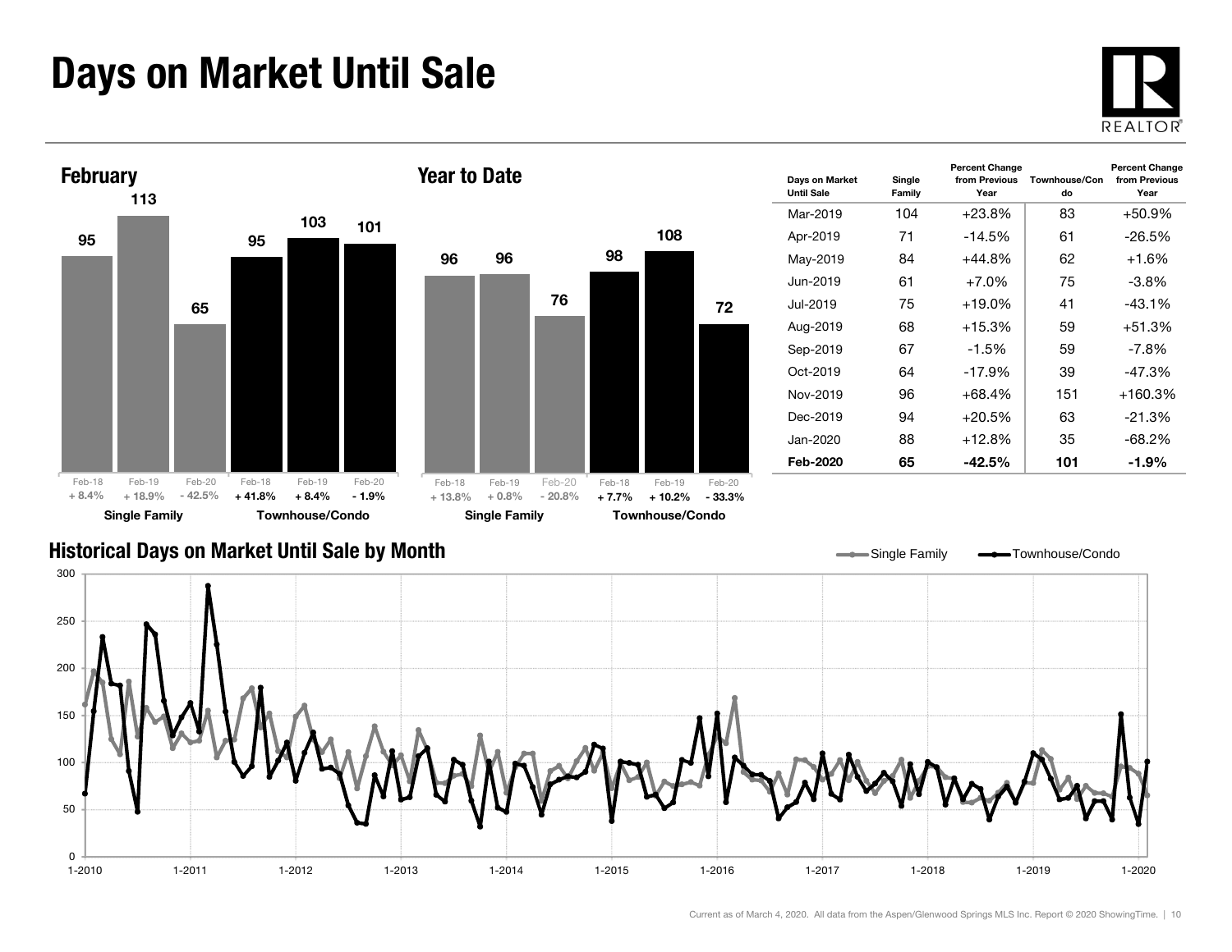# Days on Market Until Sale

## February

| | Feb-18 | Feb-19 | Feb-20 |
|---|---|---|---|
| Single Family | 95 | 113 | 65 |
| | + 8.4% | + 18.9% | - 42.5% |
| Townhouse/Condo | 95 | 103 | 101 |
| | + 41.8% | + 8.4% | - 1.9% |

## Year to Date

| | Feb-18 | Feb-19 | Feb-20 |
|---|---|---|---|
| Single Family | 96 | 96 | 76 |
| | + 13.8% | + 0.8% | - 20.8% |
| Townhouse/Condo | 98 | 108 | 72 |
| | + 7.7% | + 10.2% | - 33.3% |

| Days on Market Until Sale | Single Family | Percent Change from Previous Year | Townhouse/Condo | Percent Change from Previous Year |
|---|---|---|---|---|
| Mar-2019 | 104 | +23.8% | 83 | +50.9% |
| Apr-2019 | 71 | -14.5% | 61 | -26.5% |
| May-2019 | 84 | +44.8% | 62 | +1.6% |
| Jun-2019 | 61 | +7.0% | 75 | -3.8% |
| Jul-2019 | 75 | +19.0% | 41 | -43.1% |
| Aug-2019 | 68 | +15.3% | 59 | +51.3% |
| Sep-2019 | 67 | -1.5% | 59 | -7.8% |
| Oct-2019 | 64 | -17.9% | 39 | -47.3% |
| Nov-2019 | 96 | +68.4% | 151 | +160.3% |
| Dec-2019 | 94 | +20.5% | 63 | -21.3% |
| Jan-2020 | 88 | +12.8% | 35 | -68.2% |
| **Feb-2020** | **65** | **-42.5%** | **101** | **-1.9%** |

## Historical Days on Market Until Sale by Month

Single Family — Townhouse/Condo

Current as of March 4, 2020. All data from the Aspen/Glenwood Springs MLS Inc. Report © 2020 ShowingTime.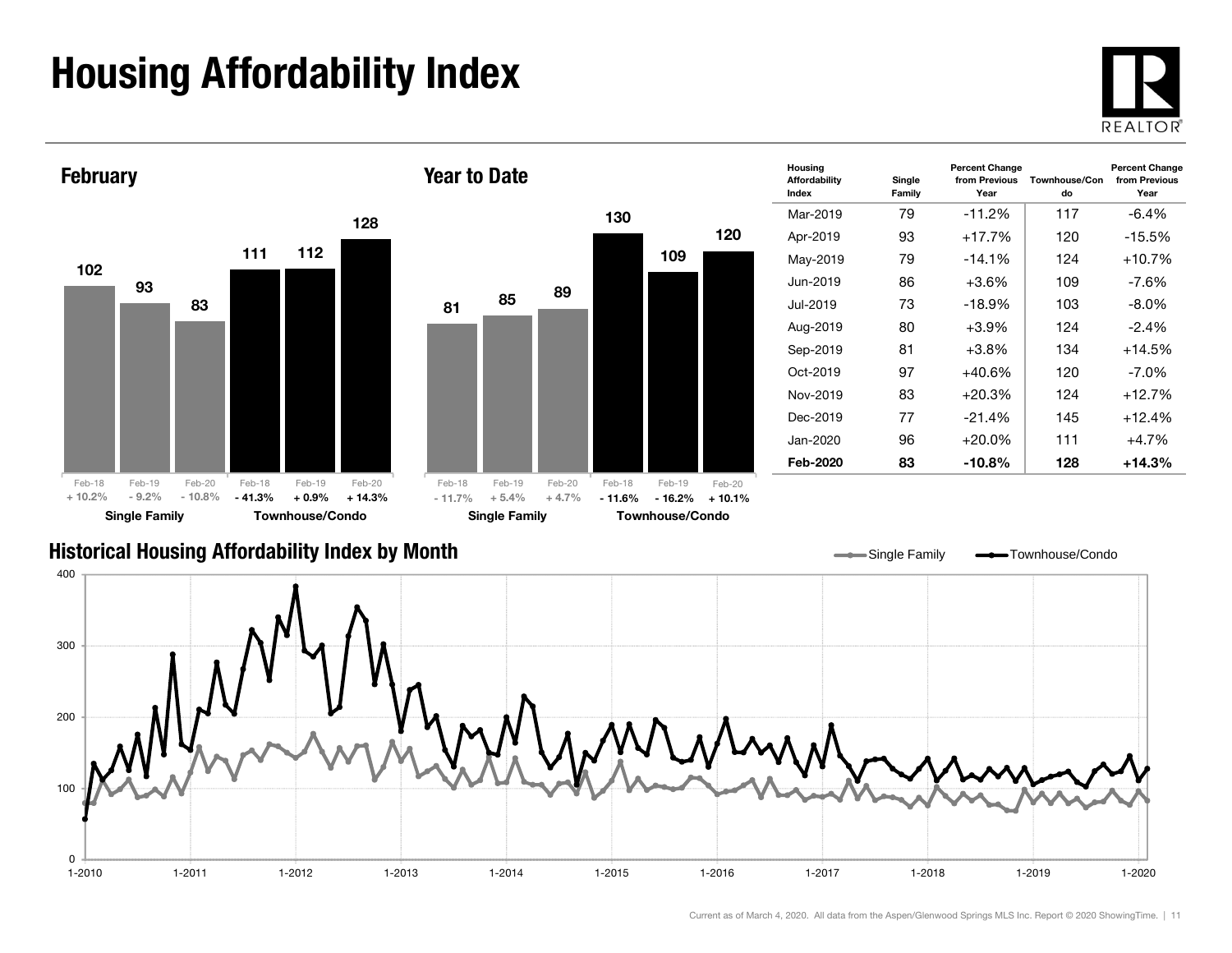# Housing Affordability Index

## February

| | Feb-18 | Feb-19 | Feb-20 |
|---|---|---|---|
| Single Family | 102 | 93 | 83 |
| Percent Change | + 10.2% | - 9.2% | - 10.8% |
| Townhouse/Condo | 111 | 112 | 128 |
| Percent Change | - 41.3% | + 0.9% | + 14.3% |

## Year to Date

| | Feb-18 | Feb-19 | Feb-20 |
|---|---|---|---|
| Single Family | 81 | 85 | 89 |
| Percent Change | - 11.7% | + 5.4% | + 4.7% |
| Townhouse/Condo | 130 | 109 | 120 |
| Percent Change | - 11.6% | - 16.2% | + 10.1% |

| Housing Affordability Index | Single Family | Percent Change from Previous Year | Townhouse/Condo | Percent Change from Previous Year |
|---|---|---|---|---|
| Mar-2019 | 79 | -11.2% | 117 | -6.4% |
| Apr-2019 | 93 | +17.7% | 120 | -15.5% |
| May-2019 | 79 | -14.1% | 124 | +10.7% |
| Jun-2019 | 86 | +3.6% | 109 | -7.6% |
| Jul-2019 | 73 | -18.9% | 103 | -8.0% |
| Aug-2019 | 80 | +3.9% | 124 | -2.4% |
| Sep-2019 | 81 | +3.8% | 134 | +14.5% |
| Oct-2019 | 97 | +40.6% | 120 | -7.0% |
| Nov-2019 | 83 | +20.3% | 124 | +12.7% |
| Dec-2019 | 77 | -21.4% | 145 | +12.4% |
| Jan-2020 | 96 | +20.0% | 111 | +4.7% |
| **Feb-2020** | **83** | **-10.8%** | **128** | **+14.3%** |

## Historical Housing Affordability Index by Month

Current as of March 4, 2020. All data from the Aspen/Glenwood Springs MLS Inc. Report © 2020 ShowingTime.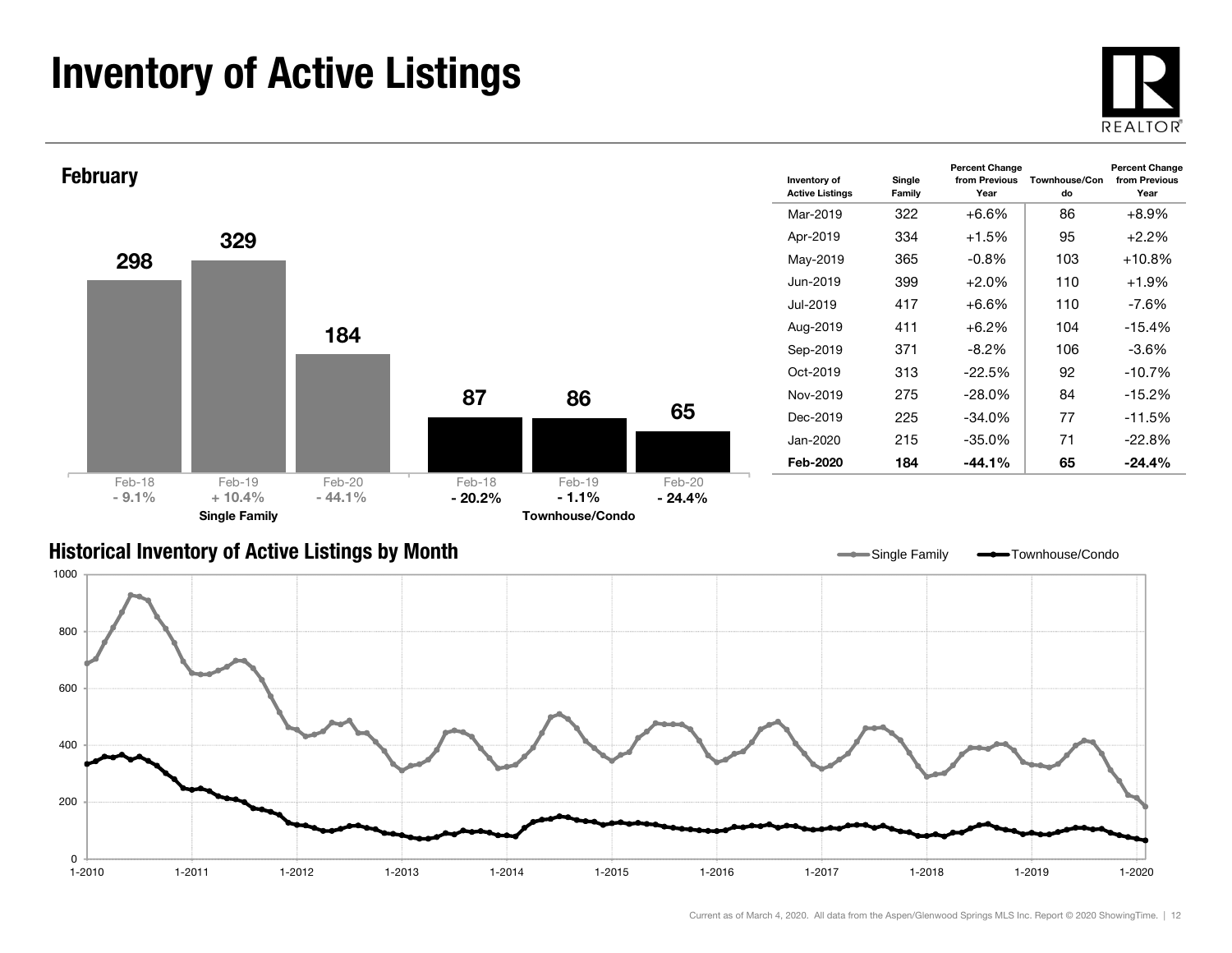# Inventory of Active Listings

## February

| | Feb-18 | Feb-19 | Feb-20 |
|---|---|---|---|
| Single Family | 298 | 329 | 184 |
| | - 9.1% | + 10.4% | - 44.1% |
| Townhouse/Condo | 87 | 86 | 65 |
| | - 20.2% | - 1.1% | - 24.4% |

| Inventory of Active Listings | Single Family | Percent Change from Previous Year | Townhouse/Condo | Percent Change from Previous Year |
|---|---|---|---|---|
| Mar-2019 | 322 | +6.6% | 86 | +8.9% |
| Apr-2019 | 334 | +1.5% | 95 | +2.2% |
| May-2019 | 365 | -0.8% | 103 | +10.8% |
| Jun-2019 | 399 | +2.0% | 110 | +1.9% |
| Jul-2019 | 417 | +6.6% | 110 | -7.6% |
| Aug-2019 | 411 | +6.2% | 104 | -15.4% |
| Sep-2019 | 371 | -8.2% | 106 | -3.6% |
| Oct-2019 | 313 | -22.5% | 92 | -10.7% |
| Nov-2019 | 275 | -28.0% | 84 | -15.2% |
| Dec-2019 | 225 | -34.0% | 77 | -11.5% |
| Jan-2020 | 215 | -35.0% | 71 | -22.8% |
| **Feb-2020** | **184** | **-44.1%** | **65** | **-24.4%** |

## Historical Inventory of Active Listings by Month

Single Family — Townhouse/Condo

Current as of March 4, 2020. All data from the Aspen/Glenwood Springs MLS Inc. Report © 2020 ShowingTime.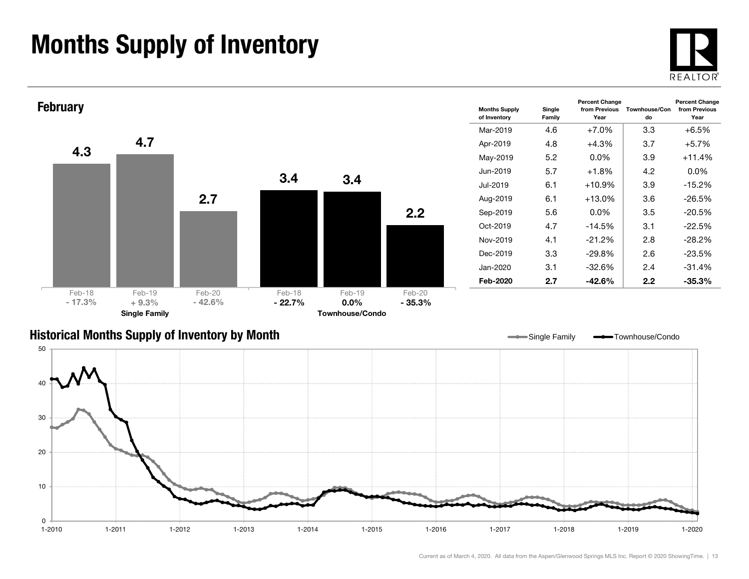# Months Supply of Inventory

## February

| | Feb-18 | Feb-19 | Feb-20 |
|---|---|---|---|
| Single Family | 4.3 | 4.7 | 2.7 |
| Percent Change | - 17.3% | + 9.3% | - 42.6% |
| Townhouse/Condo | 3.4 | 3.4 | 2.2 |
| Percent Change | - 22.7% | 0.0% | - 35.3% |

| Months Supply of Inventory | Single Family | Percent Change from Previous Year | Townhouse/Condo | Percent Change from Previous Year |
|---|---|---|---|---|
| Mar-2019 | 4.6 | +7.0% | 3.3 | +6.5% |
| Apr-2019 | 4.8 | +4.3% | 3.7 | +5.7% |
| May-2019 | 5.2 | 0.0% | 3.9 | +11.4% |
| Jun-2019 | 5.7 | +1.8% | 4.2 | 0.0% |
| Jul-2019 | 6.1 | +10.9% | 3.9 | -15.2% |
| Aug-2019 | 6.1 | +13.0% | 3.6 | -26.5% |
| Sep-2019 | 5.6 | 0.0% | 3.5 | -20.5% |
| Oct-2019 | 4.7 | -14.5% | 3.1 | -22.5% |
| Nov-2019 | 4.1 | -21.2% | 2.8 | -28.2% |
| Dec-2019 | 3.3 | -29.8% | 2.6 | -23.5% |
| Jan-2020 | 3.1 | -32.6% | 2.4 | -31.4% |
| **Feb-2020** | **2.7** | **-42.6%** | **2.2** | **-35.3%** |

## Historical Months Supply of Inventory by Month

Current as of March 4, 2020. All data from the Aspen/Glenwood Springs MLS Inc. Report © 2020 ShowingTime.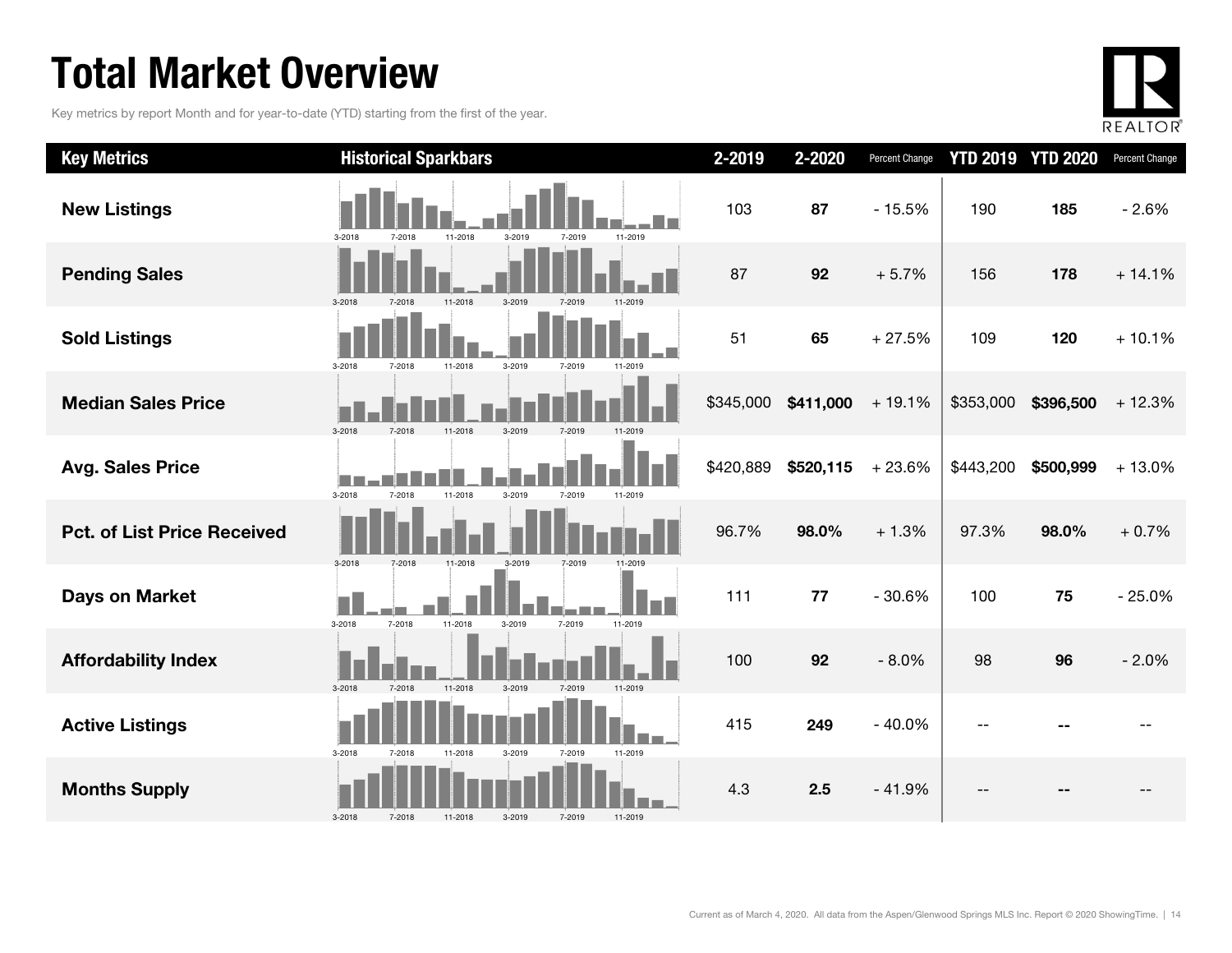# Total Market Overview

Key metrics by report Month and for year-to-date (YTD) starting from the first of the year.

| Key Metrics | Historical Sparkbars | 2-2019 | 2-2020 | Percent Change | YTD 2019 | YTD 2020 | Percent Change |
|---|---|---|---|---|---|---|---|
| **New Listings** | 3-2018 7-2018 11-2018 3-2019 7-2019 11-2019 | 103 | **87** | - 15.5% | 190 | **185** | - 2.6% |
| **Pending Sales** | 3-2018 7-2018 11-2018 3-2019 7-2019 11-2019 | 87 | **92** | + 5.7% | 156 | **178** | + 14.1% |
| **Sold Listings** | 3-2018 7-2018 11-2018 3-2019 7-2019 11-2019 | 51 | **65** | + 27.5% | 109 | **120** | + 10.1% |
| **Median Sales Price** | 3-2018 7-2018 11-2018 3-2019 7-2019 11-2019 | $345,000 | **$411,000** | + 19.1% | $353,000 | **$396,500** | + 12.3% |
| **Avg. Sales Price** | 3-2018 7-2018 11-2018 3-2019 7-2019 11-2019 | $420,889 | **$520,115** | + 23.6% | $443,200 | **$500,999** | + 13.0% |
| **Pct. of List Price Received** | 3-2018 7-2018 11-2018 3-2019 7-2019 11-2019 | 96.7% | **98.0%** | + 1.3% | 97.3% | **98.0%** | + 0.7% |
| **Days on Market** | 3-2018 7-2018 11-2018 3-2019 7-2019 11-2019 | 111 | **77** | - 30.6% | 100 | **75** | - 25.0% |
| **Affordability Index** | 3-2018 7-2018 11-2018 3-2019 7-2019 11-2019 | 100 | **92** | - 8.0% | 98 | **96** | - 2.0% |
| **Active Listings** | 3-2018 7-2018 11-2018 3-2019 7-2019 11-2019 | 415 | **249** | - 40.0% | -- | **--** | -- |
| **Months Supply** | 3-2018 7-2018 11-2018 3-2019 7-2019 11-2019 | 4.3 | **2.5** | - 41.9% | -- | **--** | -- |

Current as of March 4, 2020. All data from the Aspen/Glenwood Springs MLS Inc. Report © 2020 ShowingTime.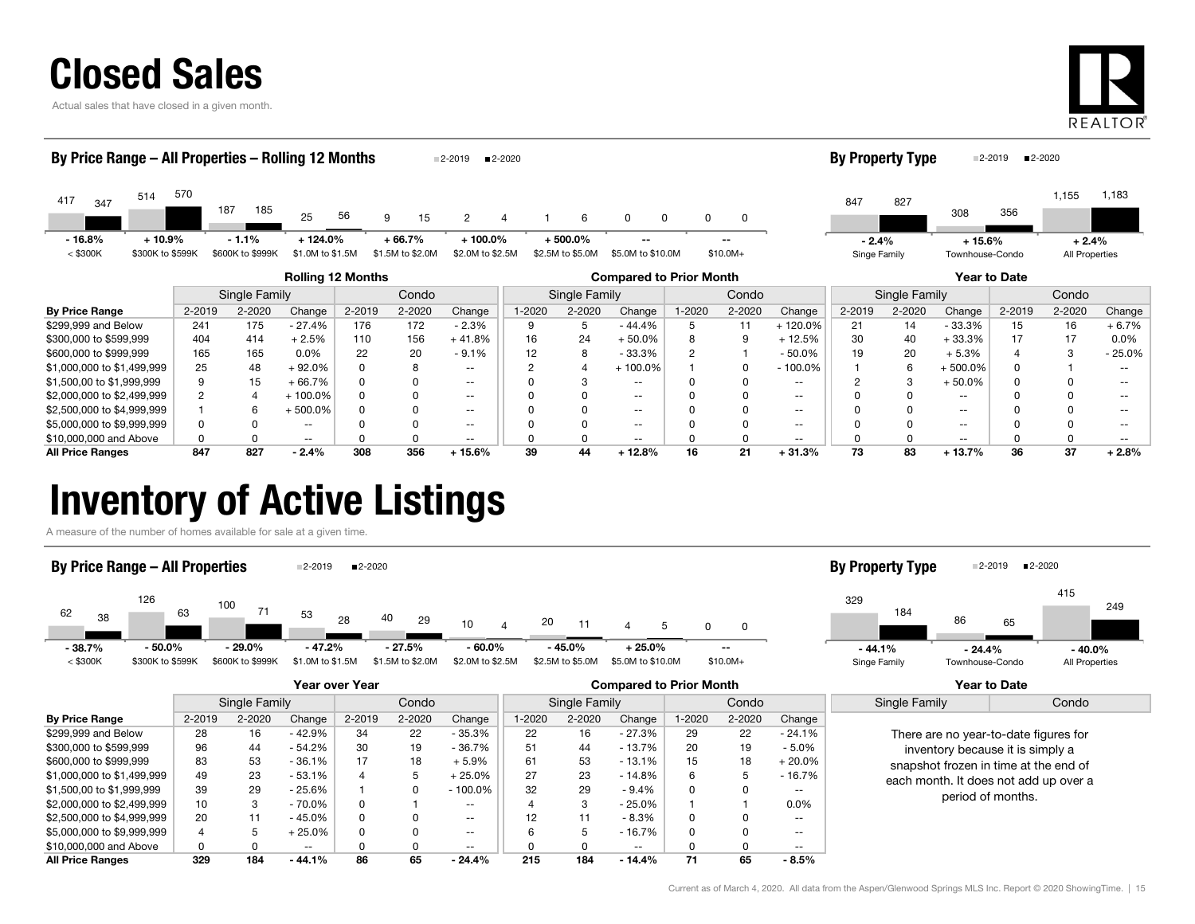# Closed Sales

Actual sales that have closed in a given month.

## By Price Range – All Properties – Rolling 12 Months

| | < \$300K | \$300K to \$599K | \$600K to \$999K | \$1.0M to \$1.5M | \$1.5M to \$2.0M | \$2.0M to \$2.5M | \$2.5M to \$5.0M | \$5.0M to \$10.0M | \$10.0M+ |
|---|---|---|---|---|---|---|---|---|---|
| 2-2019 | 417 | 514 | 187 | 25 | 9 | 2 | 1 | 0 | 0 |
| 2-2020 | 347 | 570 | 185 | 56 | 15 | 4 | 6 | 0 | 0 |
| Change | - 16.8% | + 10.9% | - 1.1% | + 124.0% | + 66.7% | + 100.0% | + 500.0% | -- | -- |

## By Property Type

| | Singe Family | Townhouse-Condo | All Properties |
|---|---|---|---|
| 2-2019 | 847 | 308 | 1,155 |
| 2-2020 | 827 | 356 | 1,183 |
| Change | - 2.4% | + 15.6% | + 2.4% |

| | Rolling 12 Months | | | | | | Compared to Prior Month | | | | | | Year to Date | | | | | |
|---|---|---|---|---|---|---|---|---|---|---|---|---|---|---|---|---|---|---|
| | Single Family | | | Condo | | | Single Family | | | Condo | | | Single Family | | | Condo | | |
| **By Price Range** | 2-2019 | 2-2020 | Change | 2-2019 | 2-2020 | Change | 1-2020 | 2-2020 | Change | 1-2020 | 2-2020 | Change | 2-2019 | 2-2020 | Change | 2-2019 | 2-2020 | Change |
| \$299,999 and Below | 241 | 175 | - 27.4% | 176 | 172 | - 2.3% | 9 | 5 | - 44.4% | 5 | 11 | + 120.0% | 21 | 14 | - 33.3% | 15 | 16 | + 6.7% |
| \$300,000 to \$599,999 | 404 | 414 | + 2.5% | 110 | 156 | + 41.8% | 16 | 24 | + 50.0% | 8 | 9 | + 12.5% | 30 | 40 | + 33.3% | 17 | 17 | 0.0% |
| \$600,000 to \$999,999 | 165 | 165 | 0.0% | 22 | 20 | - 9.1% | 12 | 8 | - 33.3% | 2 | 1 | - 50.0% | 19 | 20 | + 5.3% | 4 | 3 | - 25.0% |
| \$1,000,000 to \$1,499,999 | 25 | 48 | + 92.0% | 0 | 8 | -- | 2 | 4 | + 100.0% | 1 | 0 | - 100.0% | 1 | 6 | + 500.0% | 0 | 1 | -- |
| \$1,500,00 to \$1,999,999 | 9 | 15 | + 66.7% | 0 | 0 | -- | 0 | 3 | -- | 0 | 0 | -- | 2 | 3 | + 50.0% | 0 | 0 | -- |
| \$2,000,000 to \$2,499,999 | 2 | 4 | + 100.0% | 0 | 0 | -- | 0 | 0 | -- | 0 | 0 | -- | 0 | 0 | -- | 0 | 0 | -- |
| \$2,500,000 to \$4,999,999 | 1 | 6 | + 500.0% | 0 | 0 | -- | 0 | 0 | -- | 0 | 0 | -- | 0 | 0 | -- | 0 | 0 | -- |
| \$5,000,000 to \$9,999,999 | 0 | 0 | -- | 0 | 0 | -- | 0 | 0 | -- | 0 | 0 | -- | 0 | 0 | -- | 0 | 0 | -- |
| \$10,000,000 and Above | 0 | 0 | -- | 0 | 0 | -- | 0 | 0 | -- | 0 | 0 | -- | 0 | 0 | -- | 0 | 0 | -- |
| **All Price Ranges** | **847** | **827** | **- 2.4%** | **308** | **356** | **+ 15.6%** | **39** | **44** | **+ 12.8%** | **16** | **21** | **+ 31.3%** | **73** | **83** | **+ 13.7%** | **36** | **37** | **+ 2.8%** |

# Inventory of Active Listings

A measure of the number of homes available for sale at a given time.

## By Price Range – All Properties

| | < \$300K | \$300K to \$599K | \$600K to \$999K | \$1.0M to \$1.5M | \$1.5M to \$2.0M | \$2.0M to \$2.5M | \$2.5M to \$5.0M | \$5.0M to \$10.0M | \$10.0M+ |
|---|---|---|---|---|---|---|---|---|---|
| 2-2019 | 62 | 126 | 100 | 53 | 40 | 10 | 20 | 4 | 0 |
| 2-2020 | 38 | 63 | 71 | 28 | 29 | 4 | 11 | 5 | 0 |
| Change | - 38.7% | - 50.0% | - 29.0% | - 47.2% | - 27.5% | - 60.0% | - 45.0% | + 25.0% | -- |

## By Property Type

| | Single Family | Townhouse-Condo | All Properties |
|---|---|---|---|
| 2-2019 | 329 | 86 | 415 |
| 2-2020 | 184 | 65 | 249 |
| Change | - 44.1% | - 24.4% | - 40.0% |

| | Year over Year | | | | | | Compared to Prior Month | | | | | |
|---|---|---|---|---|---|---|---|---|---|---|---|---|
| | Single Family | | | Condo | | | Single Family | | | Condo | | |
| **By Price Range** | 2-2019 | 2-2020 | Change | 2-2019 | 2-2020 | Change | 1-2020 | 2-2020 | Change | 1-2020 | 2-2020 | Change |
| \$299,999 and Below | 28 | 16 | - 42.9% | 34 | 22 | - 35.3% | 22 | 16 | - 27.3% | 29 | 22 | - 24.1% |
| \$300,000 to \$599,999 | 96 | 44 | - 54.2% | 30 | 19 | - 36.7% | 51 | 44 | - 13.7% | 20 | 19 | - 5.0% |
| \$600,000 to \$999,999 | 83 | 53 | - 36.1% | 17 | 18 | + 5.9% | 61 | 53 | - 13.1% | 15 | 18 | + 20.0% |
| \$1,000,000 to \$1,499,999 | 49 | 23 | - 53.1% | 4 | 5 | + 25.0% | 27 | 23 | - 14.8% | 6 | 5 | - 16.7% |
| \$1,500,000 to \$1,999,999 | 39 | 29 | - 25.6% | 1 | 0 | - 100.0% | 32 | 29 | - 9.4% | 0 | 0 | -- |
| \$2,000,000 to \$2,499,999 | 10 | 3 | - 70.0% | 0 | 1 | -- | 4 | 3 | - 25.0% | 1 | 1 | 0.0% |
| \$2,500,000 to \$4,999,999 | 20 | 11 | - 45.0% | 0 | 0 | -- | 12 | 11 | - 8.3% | 0 | 0 | -- |
| \$5,000,000 to \$9,999,999 | 4 | 5 | + 25.0% | 0 | 0 | -- | 6 | 5 | - 16.7% | 0 | 0 | -- |
| \$10,000,000 and Above | 0 | 0 | -- | 0 | 0 | -- | 0 | 0 | -- | 0 | 0 | -- |
| **All Price Ranges** | **329** | **184** | **- 44.1%** | **86** | **65** | **- 24.4%** | **215** | **184** | **- 14.4%** | **71** | **65** | **- 8.5%** |

**Year to Date**

| Single Family | Condo |
|---|---|

There are no year-to-date figures for inventory because it is simply a snapshot frozen in time at the end of each month. It does not add up over a period of months.

Current as of March 4, 2020. All data from the Aspen/Glenwood Springs MLS Inc. Report © 2020 ShowingTime.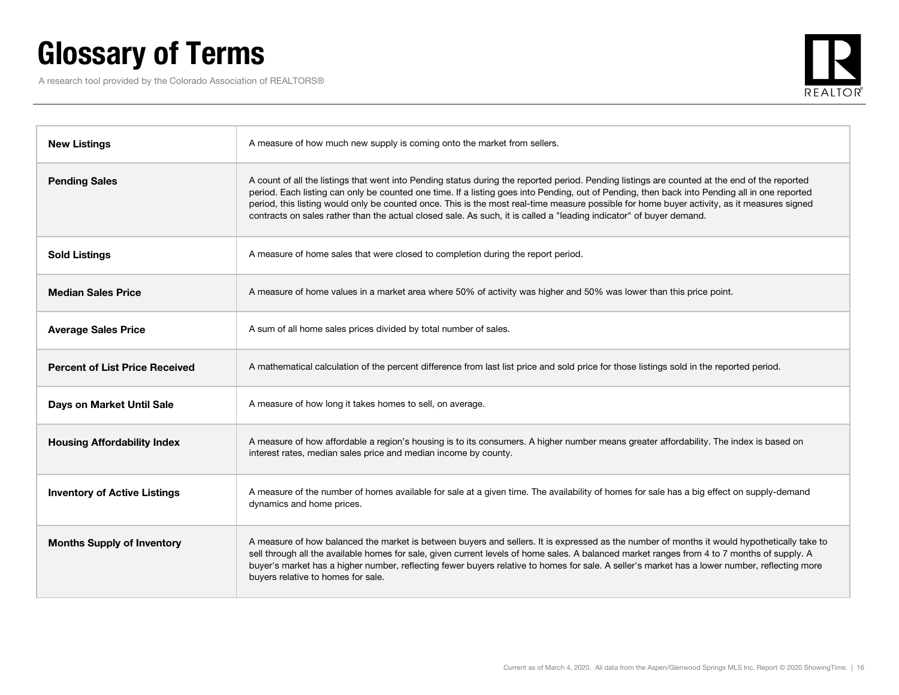# Glossary of Terms

A research tool provided by the Colorado Association of REALTORS®

| | |
|---|---|
| **New Listings** | A measure of how much new supply is coming onto the market from sellers. |
| **Pending Sales** | A count of all the listings that went into Pending status during the reported period. Pending listings are counted at the end of the reported period. Each listing can only be counted one time. If a listing goes into Pending, out of Pending, then back into Pending all in one reported period, this listing would only be counted once. This is the most real-time measure possible for home buyer activity, as it measures signed contracts on sales rather than the actual closed sale. As such, it is called a "leading indicator" of buyer demand. |
| **Sold Listings** | A measure of home sales that were closed to completion during the report period. |
| **Median Sales Price** | A measure of home values in a market area where 50% of activity was higher and 50% was lower than this price point. |
| **Average Sales Price** | A sum of all home sales prices divided by total number of sales. |
| **Percent of List Price Received** | A mathematical calculation of the percent difference from last list price and sold price for those listings sold in the reported period. |
| **Days on Market Until Sale** | A measure of how long it takes homes to sell, on average. |
| **Housing Affordability Index** | A measure of how affordable a region's housing is to its consumers. A higher number means greater affordability. The index is based on interest rates, median sales price and median income by county. |
| **Inventory of Active Listings** | A measure of the number of homes available for sale at a given time. The availability of homes for sale has a big effect on supply-demand dynamics and home prices. |
| **Months Supply of Inventory** | A measure of how balanced the market is between buyers and sellers. It is expressed as the number of months it would hypothetically take to sell through all the available homes for sale, given current levels of home sales. A balanced market ranges from 4 to 7 months of supply. A buyer's market has a higher number, reflecting fewer buyers relative to homes for sale. A seller's market has a lower number, reflecting more buyers relative to homes for sale. |

Current as of March 4, 2020. All data from the Aspen/Glenwood Springs MLS Inc. Report © 2020 ShowingTime.